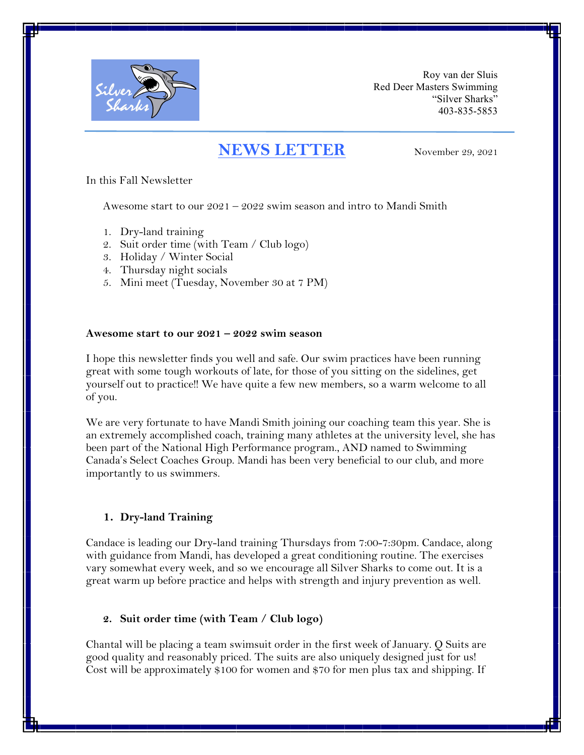Roy van der Sluis
Red Deer Masters Swimming
"Silver Sharks"
403-835-5853

# NEWS LETTER

November 29, 2021

In this Fall Newsletter

Awesome start to our 2021 – 2022 swim season and intro to Mandi Smith

1. Dry-land training
2. Suit order time (with Team / Club logo)
3. Holiday / Winter Social
4. Thursday night socials
5. Mini meet (Tuesday, November 30 at 7 PM)

**Awesome start to our 2021 – 2022 swim season**

I hope this newsletter finds you well and safe. Our swim practices have been running great with some tough workouts of late, for those of you sitting on the sidelines, get yourself out to practice!! We have quite a few new members, so a warm welcome to all of you.

We are very fortunate to have Mandi Smith joining our coaching team this year. She is an extremely accomplished coach, training many athletes at the university level, she has been part of the National High Performance program., AND named to Swimming Canada's Select Coaches Group. Mandi has been very beneficial to our club, and more importantly to us swimmers.

**1. Dry-land Training**

Candace is leading our Dry-land training Thursdays from 7:00-7:30pm. Candace, along with guidance from Mandi, has developed a great conditioning routine. The exercises vary somewhat every week, and so we encourage all Silver Sharks to come out. It is a great warm up before practice and helps with strength and injury prevention as well.

**2. Suit order time (with Team / Club logo)**

Chantal will be placing a team swimsuit order in the first week of January. Q Suits are good quality and reasonably priced. The suits are also uniquely designed just for us! Cost will be approximately $100 for women and $70 for men plus tax and shipping. If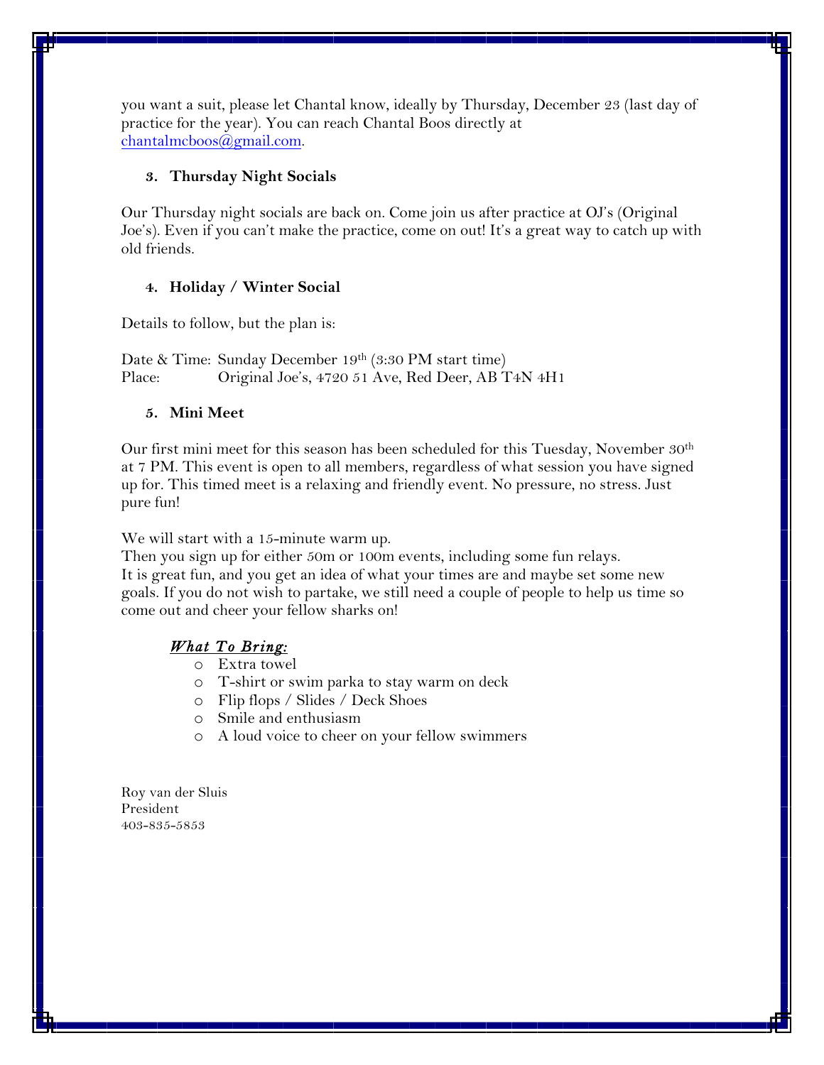you want a suit, please let Chantal know, ideally by Thursday, December 23 (last day of practice for the year). You can reach Chantal Boos directly at chantalmcboos@gmail.com.

### 3. Thursday Night Socials

Our Thursday night socials are back on. Come join us after practice at OJ's (Original Joe's). Even if you can't make the practice, come on out! It's a great way to catch up with old friends.

### 4. Holiday / Winter Social

Details to follow, but the plan is:

Date & Time: Sunday December 19th (3:30 PM start time)
Place: Original Joe's, 4720 51 Ave, Red Deer, AB T4N 4H1

### 5. Mini Meet

Our first mini meet for this season has been scheduled for this Tuesday, November 30th at 7 PM. This event is open to all members, regardless of what session you have signed up for. This timed meet is a relaxing and friendly event. No pressure, no stress. Just pure fun!

We will start with a 15-minute warm up.
Then you sign up for either 50m or 100m events, including some fun relays.
It is great fun, and you get an idea of what your times are and maybe set some new goals. If you do not wish to partake, we still need a couple of people to help us time so come out and cheer your fellow sharks on!

***What To Bring:***

- Extra towel
- T-shirt or swim parka to stay warm on deck
- Flip flops / Slides / Deck Shoes
- Smile and enthusiasm
- A loud voice to cheer on your fellow swimmers

Roy van der Sluis
President
403-835-5853